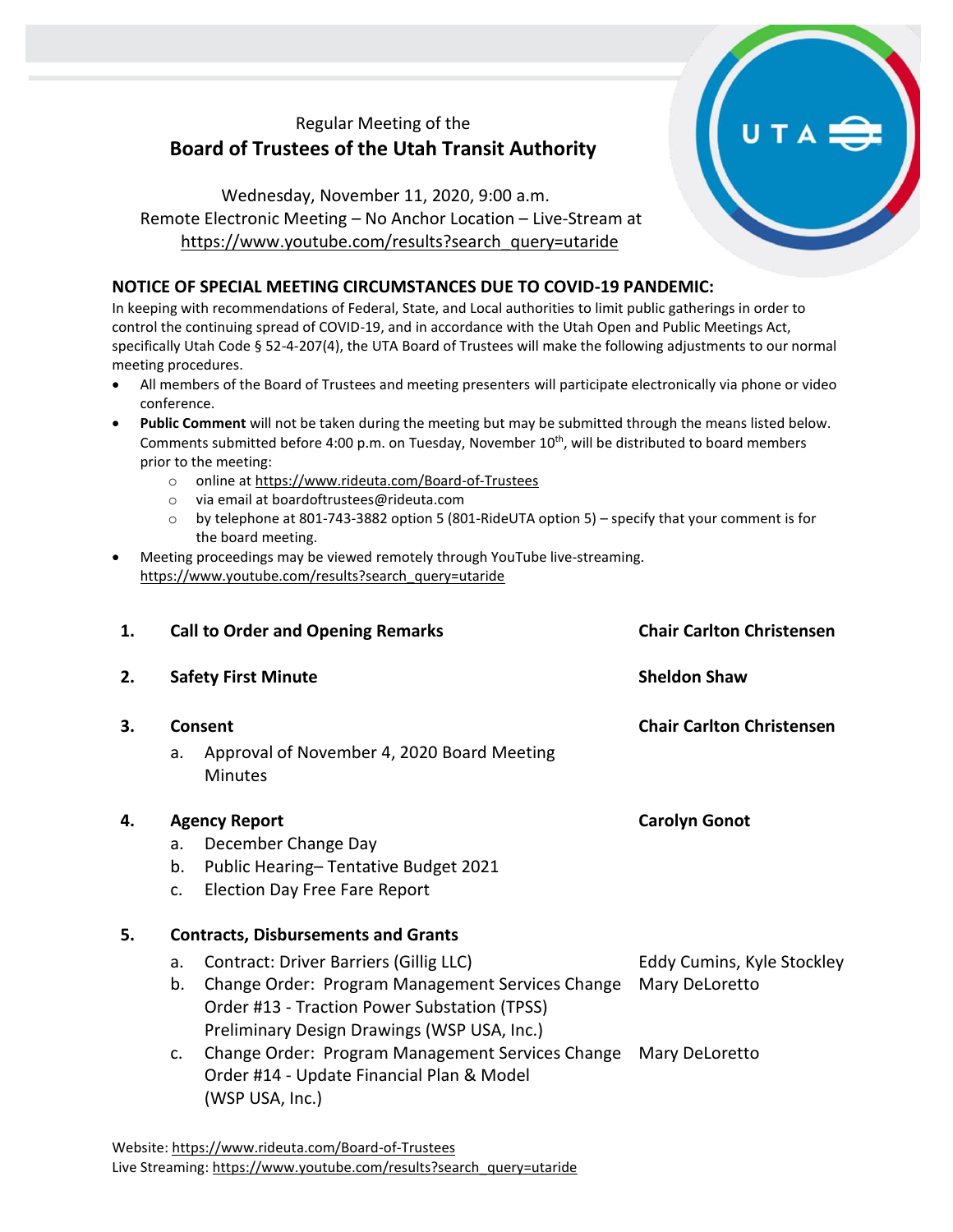Regular Meeting of the

# Board of Trustees of the Utah Transit Authority

Wednesday, November 11, 2020, 9:00 a.m.
Remote Electronic Meeting – No Anchor Location – Live-Stream at
https://www.youtube.com/results?search_query=utaride

## NOTICE OF SPECIAL MEETING CIRCUMSTANCES DUE TO COVID-19 PANDEMIC:

In keeping with recommendations of Federal, State, and Local authorities to limit public gatherings in order to control the continuing spread of COVID-19, and in accordance with the Utah Open and Public Meetings Act, specifically Utah Code § 52-4-207(4), the UTA Board of Trustees will make the following adjustments to our normal meeting procedures.

- All members of the Board of Trustees and meeting presenters will participate electronically via phone or video conference.
- **Public Comment** will not be taken during the meeting but may be submitted through the means listed below. Comments submitted before 4:00 p.m. on Tuesday, November 10th, will be distributed to board members prior to the meeting:
  - online at https://www.rideuta.com/Board-of-Trustees
  - via email at boardoftrustees@rideuta.com
  - by telephone at 801-743-3882 option 5 (801-RideUTA option 5) – specify that your comment is for the board meeting.
- Meeting proceedings may be viewed remotely through YouTube live-streaming. https://www.youtube.com/results?search_query=utaride

**1. Call to Order and Opening Remarks** — **Chair Carlton Christensen**

**2. Safety First Minute** — **Sheldon Shaw**

**3. Consent** — **Chair Carlton Christensen**
   a. Approval of November 4, 2020 Board Meeting Minutes

**4. Agency Report** — **Carolyn Gonot**
   a. December Change Day
   b. Public Hearing– Tentative Budget 2021
   c. Election Day Free Fare Report

**5. Contracts, Disbursements and Grants**
   a. Contract: Driver Barriers (Gillig LLC) — Eddy Cumins, Kyle Stockley
   b. Change Order: Program Management Services Change Order #13 - Traction Power Substation (TPSS) Preliminary Design Drawings (WSP USA, Inc.) — Mary DeLoretto
   c. Change Order: Program Management Services Change Order #14 - Update Financial Plan & Model (WSP USA, Inc.) — Mary DeLoretto

Website: https://www.rideuta.com/Board-of-Trustees
Live Streaming: https://www.youtube.com/results?search_query=utaride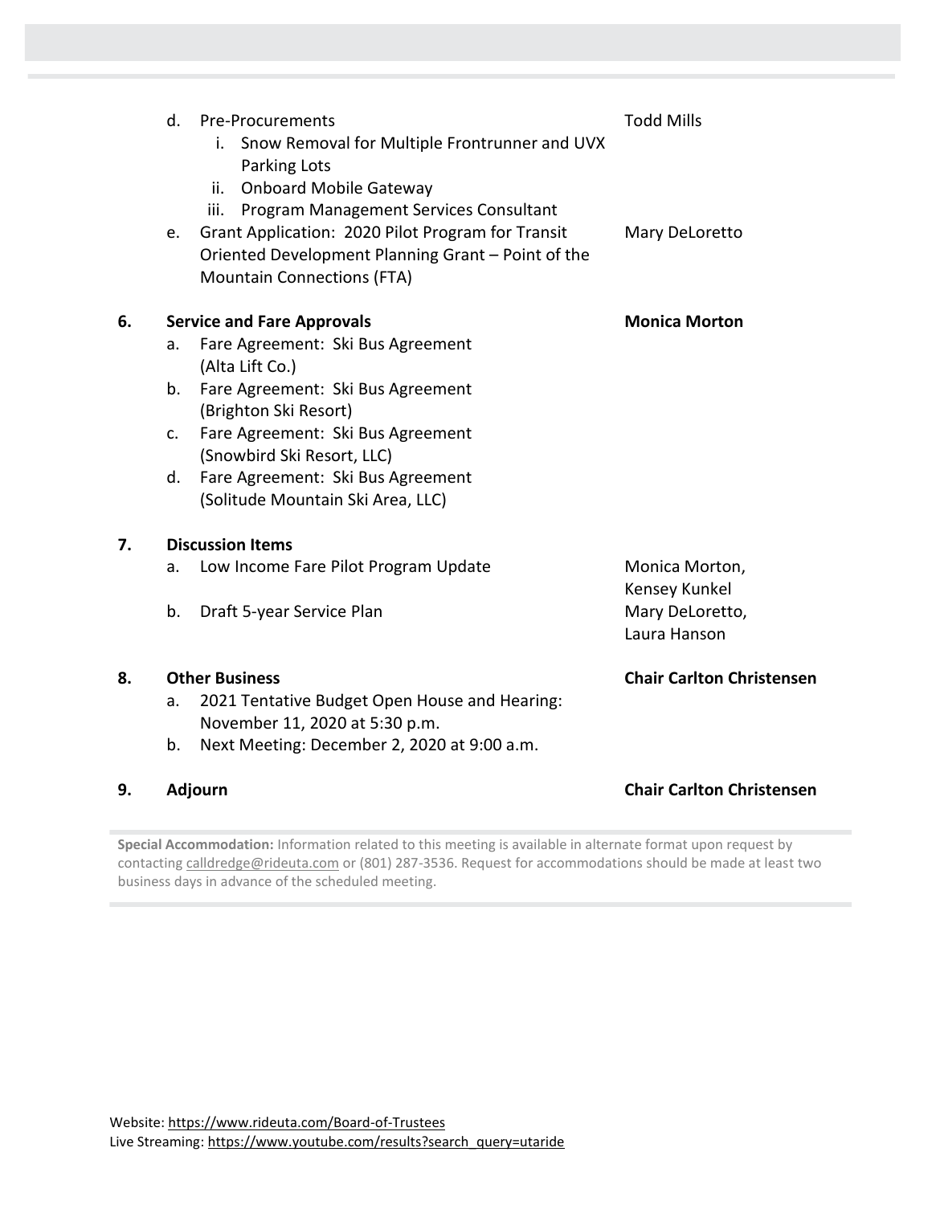d. Pre-Procurements — Todd Mills
   i. Snow Removal for Multiple Frontrunner and UVX Parking Lots
   ii. Onboard Mobile Gateway
   iii. Program Management Services Consultant

e. Grant Application: 2020 Pilot Program for Transit Oriented Development Planning Grant – Point of the Mountain Connections (FTA) — Mary DeLoretto

**6. Service and Fare Approvals** — **Monica Morton**

a. Fare Agreement: Ski Bus Agreement (Alta Lift Co.)
b. Fare Agreement: Ski Bus Agreement (Brighton Ski Resort)
c. Fare Agreement: Ski Bus Agreement (Snowbird Ski Resort, LLC)
d. Fare Agreement: Ski Bus Agreement (Solitude Mountain Ski Area, LLC)

**7. Discussion Items**

a. Low Income Fare Pilot Program Update — Monica Morton, Kensey Kunkel
b. Draft 5-year Service Plan — Mary DeLoretto, Laura Hanson

**8. Other Business** — **Chair Carlton Christensen**

a. 2021 Tentative Budget Open House and Hearing: November 11, 2020 at 5:30 p.m.
b. Next Meeting: December 2, 2020 at 9:00 a.m.

**9. Adjourn** — **Chair Carlton Christensen**

**Special Accommodation:** Information related to this meeting is available in alternate format upon request by contacting calldredge@rideuta.com or (801) 287-3536. Request for accommodations should be made at least two business days in advance of the scheduled meeting.

Website: https://www.rideuta.com/Board-of-Trustees
Live Streaming: https://www.youtube.com/results?search_query=utaride